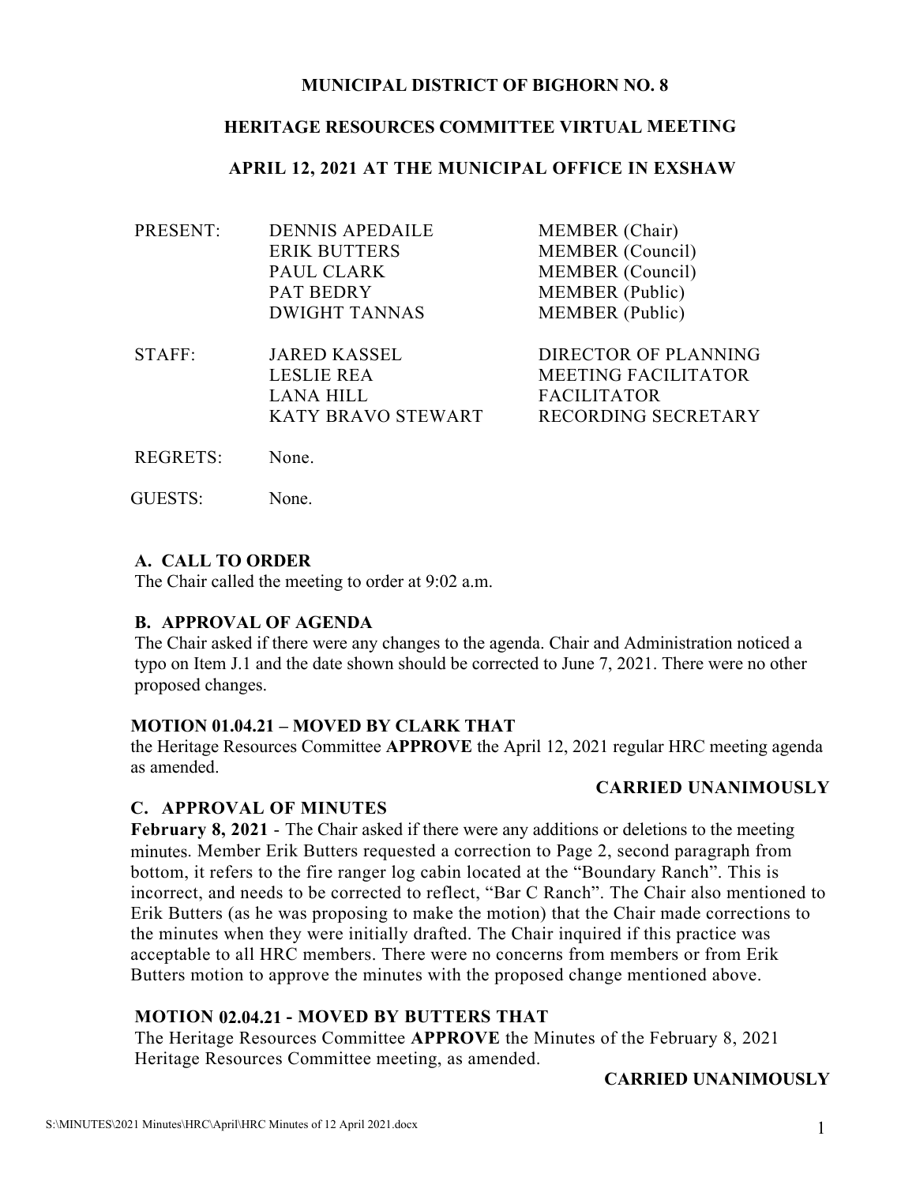# MUNICIPAL DISTRICT OF BIGHORN NO. 8

## HERITAGE RESOURCES COMMITTEE VIRTUAL MEETING

## APRIL 12, 2021 AT THE MUNICIPAL OFFICE IN EXSHAW

| | | |
|---|---|---|
| PRESENT: | DENNIS APEDAILE | MEMBER (Chair) |
| | ERIK BUTTERS | MEMBER (Council) |
| | PAUL CLARK | MEMBER (Council) |
| | PAT BEDRY | MEMBER (Public) |
| | DWIGHT TANNAS | MEMBER (Public) |
| STAFF: | JARED KASSEL | DIRECTOR OF PLANNING |
| | LESLIE REA | MEETING FACILITATOR |
| | LANA HILL | FACILITATOR |
| | KATY BRAVO STEWART | RECORDING SECRETARY |
| REGRETS: | None. | |
| GUESTS: | None. | |

### A. CALL TO ORDER

The Chair called the meeting to order at 9:02 a.m.

### B. APPROVAL OF AGENDA

The Chair asked if there were any changes to the agenda. Chair and Administration noticed a typo on Item J.1 and the date shown should be corrected to June 7, 2021. There were no other proposed changes.

**MOTION 01.04.21 – MOVED BY CLARK THAT**
the Heritage Resources Committee **APPROVE** the April 12, 2021 regular HRC meeting agenda as amended.

**CARRIED UNANIMOUSLY**

### C. APPROVAL OF MINUTES

**February 8, 2021** - The Chair asked if there were any additions or deletions to the meeting minutes. Member Erik Butters requested a correction to Page 2, second paragraph from bottom, it refers to the fire ranger log cabin located at the "Boundary Ranch". This is incorrect, and needs to be corrected to reflect, "Bar C Ranch". The Chair also mentioned to Erik Butters (as he was proposing to make the motion) that the Chair made corrections to the minutes when they were initially drafted. The Chair inquired if this practice was acceptable to all HRC members. There were no concerns from members or from Erik Butters motion to approve the minutes with the proposed change mentioned above.

**MOTION 02.04.21 - MOVED BY BUTTERS THAT**
The Heritage Resources Committee **APPROVE** the Minutes of the February 8, 2021 Heritage Resources Committee meeting, as amended.

**CARRIED UNANIMOUSLY**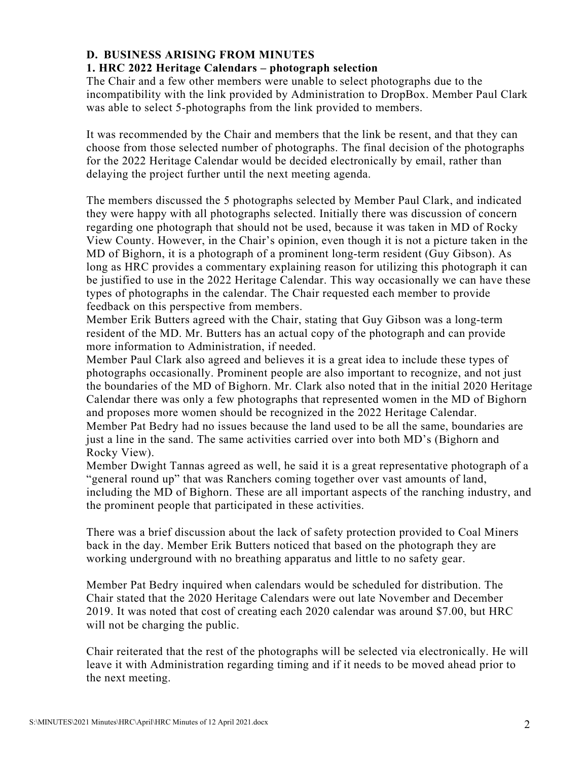**D. BUSINESS ARISING FROM MINUTES**

**1. HRC 2022 Heritage Calendars – photograph selection**

The Chair and a few other members were unable to select photographs due to the incompatibility with the link provided by Administration to DropBox. Member Paul Clark was able to select 5-photographs from the link provided to members.

It was recommended by the Chair and members that the link be resent, and that they can choose from those selected number of photographs. The final decision of the photographs for the 2022 Heritage Calendar would be decided electronically by email, rather than delaying the project further until the next meeting agenda.

The members discussed the 5 photographs selected by Member Paul Clark, and indicated they were happy with all photographs selected. Initially there was discussion of concern regarding one photograph that should not be used, because it was taken in MD of Rocky View County. However, in the Chair's opinion, even though it is not a picture taken in the MD of Bighorn, it is a photograph of a prominent long-term resident (Guy Gibson). As long as HRC provides a commentary explaining reason for utilizing this photograph it can be justified to use in the 2022 Heritage Calendar. This way occasionally we can have these types of photographs in the calendar. The Chair requested each member to provide feedback on this perspective from members.

Member Erik Butters agreed with the Chair, stating that Guy Gibson was a long-term resident of the MD. Mr. Butters has an actual copy of the photograph and can provide more information to Administration, if needed.

Member Paul Clark also agreed and believes it is a great idea to include these types of photographs occasionally. Prominent people are also important to recognize, and not just the boundaries of the MD of Bighorn. Mr. Clark also noted that in the initial 2020 Heritage Calendar there was only a few photographs that represented women in the MD of Bighorn and proposes more women should be recognized in the 2022 Heritage Calendar.

Member Pat Bedry had no issues because the land used to be all the same, boundaries are just a line in the sand. The same activities carried over into both MD's (Bighorn and Rocky View).

Member Dwight Tannas agreed as well, he said it is a great representative photograph of a "general round up" that was Ranchers coming together over vast amounts of land, including the MD of Bighorn. These are all important aspects of the ranching industry, and the prominent people that participated in these activities.

There was a brief discussion about the lack of safety protection provided to Coal Miners back in the day. Member Erik Butters noticed that based on the photograph they are working underground with no breathing apparatus and little to no safety gear.

Member Pat Bedry inquired when calendars would be scheduled for distribution. The Chair stated that the 2020 Heritage Calendars were out late November and December 2019. It was noted that cost of creating each 2020 calendar was around $7.00, but HRC will not be charging the public.

Chair reiterated that the rest of the photographs will be selected via electronically. He will leave it with Administration regarding timing and if it needs to be moved ahead prior to the next meeting.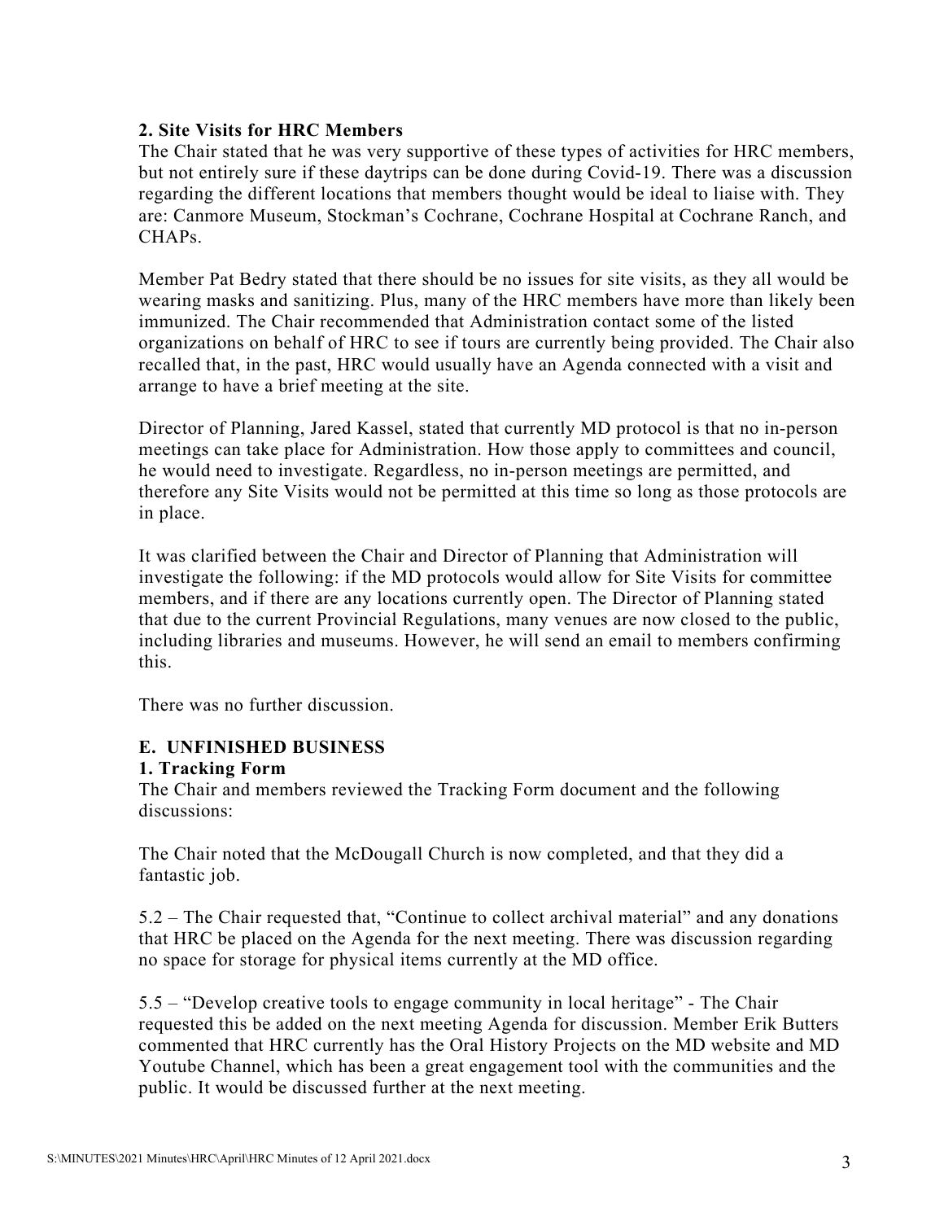**2. Site Visits for HRC Members**

The Chair stated that he was very supportive of these types of activities for HRC members, but not entirely sure if these daytrips can be done during Covid-19. There was a discussion regarding the different locations that members thought would be ideal to liaise with. They are: Canmore Museum, Stockman's Cochrane, Cochrane Hospital at Cochrane Ranch, and CHAPs.

Member Pat Bedry stated that there should be no issues for site visits, as they all would be wearing masks and sanitizing. Plus, many of the HRC members have more than likely been immunized. The Chair recommended that Administration contact some of the listed organizations on behalf of HRC to see if tours are currently being provided. The Chair also recalled that, in the past, HRC would usually have an Agenda connected with a visit and arrange to have a brief meeting at the site.

Director of Planning, Jared Kassel, stated that currently MD protocol is that no in-person meetings can take place for Administration. How those apply to committees and council, he would need to investigate. Regardless, no in-person meetings are permitted, and therefore any Site Visits would not be permitted at this time so long as those protocols are in place.

It was clarified between the Chair and Director of Planning that Administration will investigate the following: if the MD protocols would allow for Site Visits for committee members, and if there are any locations currently open. The Director of Planning stated that due to the current Provincial Regulations, many venues are now closed to the public, including libraries and museums. However, he will send an email to members confirming this.

There was no further discussion.

**E. UNFINISHED BUSINESS**

**1. Tracking Form**

The Chair and members reviewed the Tracking Form document and the following discussions:

The Chair noted that the McDougall Church is now completed, and that they did a fantastic job.

5.2 – The Chair requested that, "Continue to collect archival material" and any donations that HRC be placed on the Agenda for the next meeting. There was discussion regarding no space for storage for physical items currently at the MD office.

5.5 – "Develop creative tools to engage community in local heritage" - The Chair requested this be added on the next meeting Agenda for discussion. Member Erik Butters commented that HRC currently has the Oral History Projects on the MD website and MD Youtube Channel, which has been a great engagement tool with the communities and the public. It would be discussed further at the next meeting.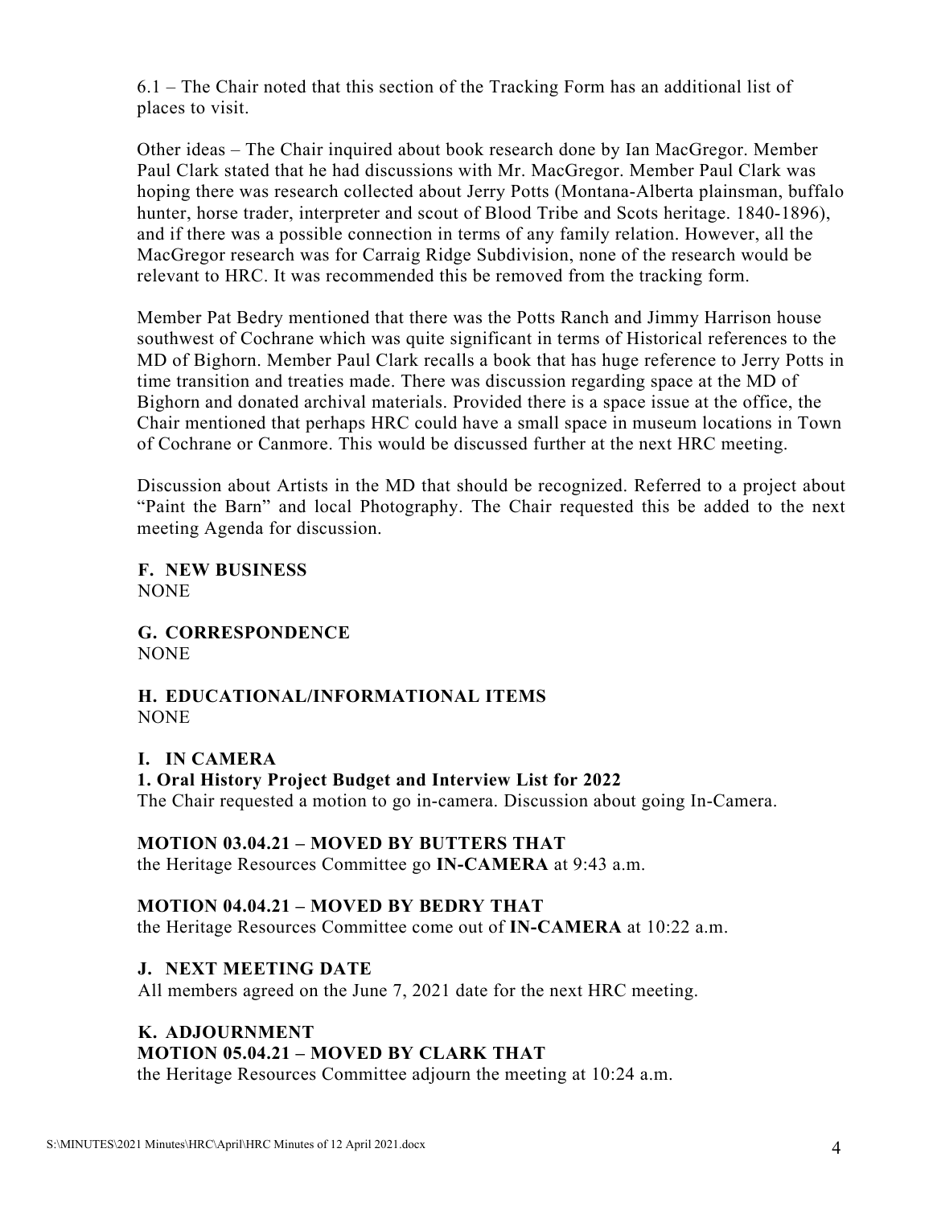6.1 – The Chair noted that this section of the Tracking Form has an additional list of places to visit.

Other ideas – The Chair inquired about book research done by Ian MacGregor. Member Paul Clark stated that he had discussions with Mr. MacGregor. Member Paul Clark was hoping there was research collected about Jerry Potts (Montana-Alberta plainsman, buffalo hunter, horse trader, interpreter and scout of Blood Tribe and Scots heritage. 1840-1896), and if there was a possible connection in terms of any family relation. However, all the MacGregor research was for Carraig Ridge Subdivision, none of the research would be relevant to HRC. It was recommended this be removed from the tracking form.

Member Pat Bedry mentioned that there was the Potts Ranch and Jimmy Harrison house southwest of Cochrane which was quite significant in terms of Historical references to the MD of Bighorn. Member Paul Clark recalls a book that has huge reference to Jerry Potts in time transition and treaties made. There was discussion regarding space at the MD of Bighorn and donated archival materials. Provided there is a space issue at the office, the Chair mentioned that perhaps HRC could have a small space in museum locations in Town of Cochrane or Canmore. This would be discussed further at the next HRC meeting.

Discussion about Artists in the MD that should be recognized. Referred to a project about "Paint the Barn" and local Photography. The Chair requested this be added to the next meeting Agenda for discussion.

**F. NEW BUSINESS**
NONE

**G. CORRESPONDENCE**
NONE

**H. EDUCATIONAL/INFORMATIONAL ITEMS**
NONE

**I. IN CAMERA**

**1. Oral History Project Budget and Interview List for 2022**
The Chair requested a motion to go in-camera. Discussion about going In-Camera.

**MOTION 03.04.21 – MOVED BY BUTTERS THAT**
the Heritage Resources Committee go **IN-CAMERA** at 9:43 a.m.

**MOTION 04.04.21 – MOVED BY BEDRY THAT**
the Heritage Resources Committee come out of **IN-CAMERA** at 10:22 a.m.

**J. NEXT MEETING DATE**
All members agreed on the June 7, 2021 date for the next HRC meeting.

**K. ADJOURNMENT**

**MOTION 05.04.21 – MOVED BY CLARK THAT**
the Heritage Resources Committee adjourn the meeting at 10:24 a.m.

S:\MINUTES\2021 Minutes\HRC\April\HRC Minutes of 12 April 2021.docx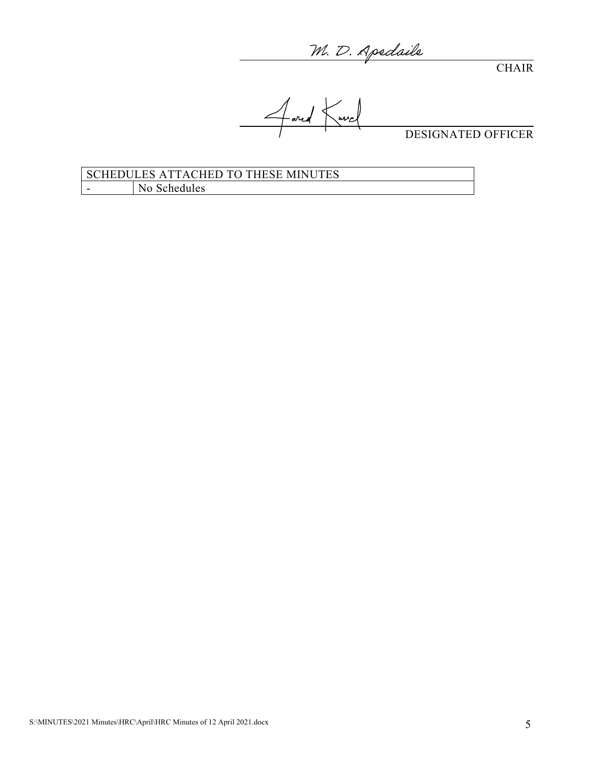M. D. Apedaile

CHAIR

Jared Kussel

DESIGNATED OFFICER

| SCHEDULES ATTACHED TO THESE MINUTES | |
|---|---|
| - | No Schedules |

S:\MINUTES\2021 Minutes\HRC\April\HRC Minutes of 12 April 2021.docx